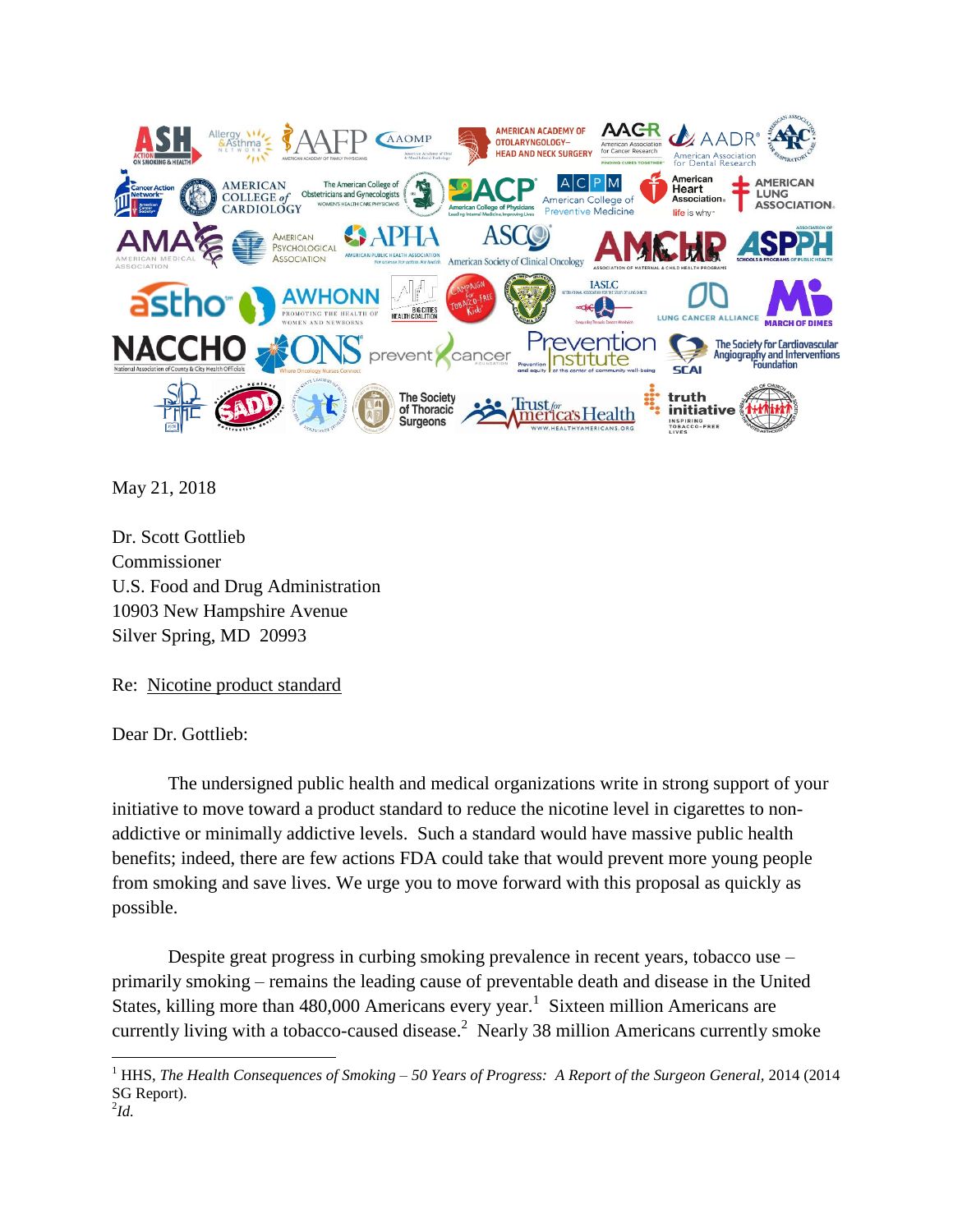May 21, 2018

Dr. Scott Gottlieb
Commissioner
U.S. Food and Drug Administration
10903 New Hampshire Avenue
Silver Spring, MD 20993

Re: Nicotine product standard

Dear Dr. Gottlieb:

The undersigned public health and medical organizations write in strong support of your initiative to move toward a product standard to reduce the nicotine level in cigarettes to non-addictive or minimally addictive levels. Such a standard would have massive public health benefits; indeed, there are few actions FDA could take that would prevent more young people from smoking and save lives. We urge you to move forward with this proposal as quickly as possible.

Despite great progress in curbing smoking prevalence in recent years, tobacco use – primarily smoking – remains the leading cause of preventable death and disease in the United States, killing more than 480,000 Americans every year.[1] Sixteen million Americans are currently living with a tobacco-caused disease.[2] Nearly 38 million Americans currently smoke

---

[1] HHS, *The Health Consequences of Smoking – 50 Years of Progress: A Report of the Surgeon General*, 2014 (2014 SG Report).

[2] *Id.*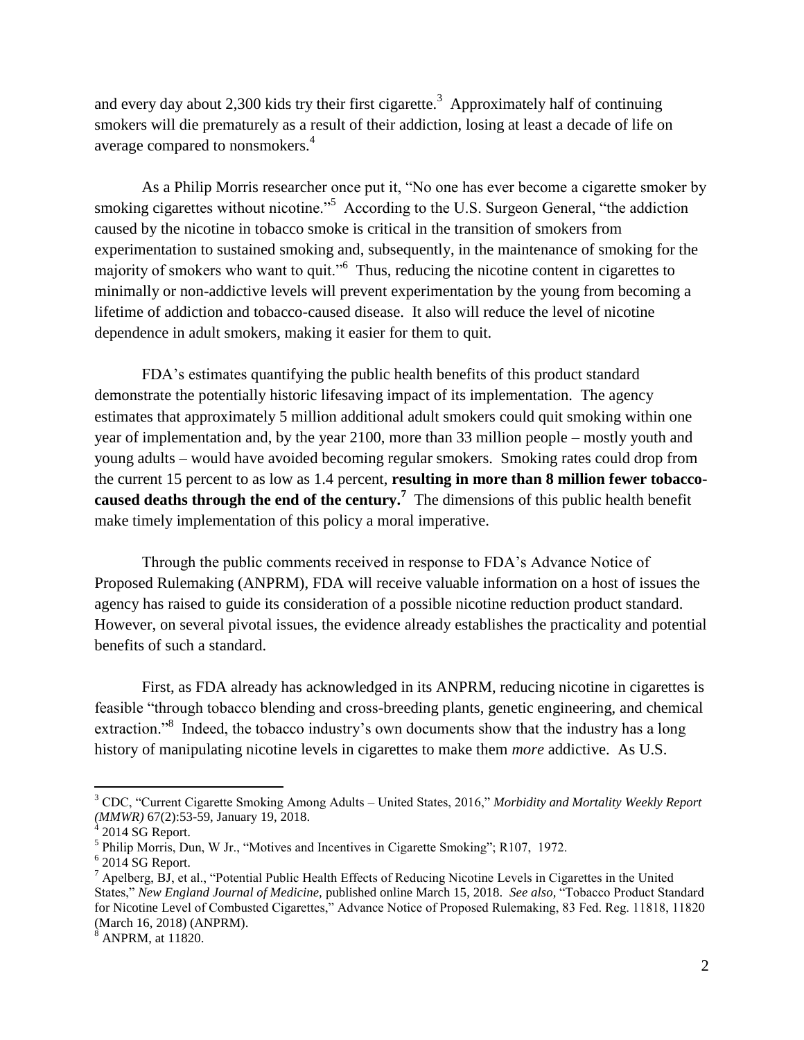and every day about 2,300 kids try their first cigarette.[3] Approximately half of continuing smokers will die prematurely as a result of their addiction, losing at least a decade of life on average compared to nonsmokers.[4]

As a Philip Morris researcher once put it, "No one has ever become a cigarette smoker by smoking cigarettes without nicotine."[5] According to the U.S. Surgeon General, "the addiction caused by the nicotine in tobacco smoke is critical in the transition of smokers from experimentation to sustained smoking and, subsequently, in the maintenance of smoking for the majority of smokers who want to quit."[6] Thus, reducing the nicotine content in cigarettes to minimally or non-addictive levels will prevent experimentation by the young from becoming a lifetime of addiction and tobacco-caused disease. It also will reduce the level of nicotine dependence in adult smokers, making it easier for them to quit.

FDA's estimates quantifying the public health benefits of this product standard demonstrate the potentially historic lifesaving impact of its implementation. The agency estimates that approximately 5 million additional adult smokers could quit smoking within one year of implementation and, by the year 2100, more than 33 million people – mostly youth and young adults – would have avoided becoming regular smokers. Smoking rates could drop from the current 15 percent to as low as 1.4 percent, **resulting in more than 8 million fewer tobacco-caused deaths through the end of the century.[7]** The dimensions of this public health benefit make timely implementation of this policy a moral imperative.

Through the public comments received in response to FDA's Advance Notice of Proposed Rulemaking (ANPRM), FDA will receive valuable information on a host of issues the agency has raised to guide its consideration of a possible nicotine reduction product standard. However, on several pivotal issues, the evidence already establishes the practicality and potential benefits of such a standard.

First, as FDA already has acknowledged in its ANPRM, reducing nicotine in cigarettes is feasible "through tobacco blending and cross-breeding plants, genetic engineering, and chemical extraction."[8] Indeed, the tobacco industry's own documents show that the industry has a long history of manipulating nicotine levels in cigarettes to make them *more* addictive. As U.S.

---

[3] CDC, "Current Cigarette Smoking Among Adults – United States, 2016," *Morbidity and Mortality Weekly Report (MMWR)* 67(2):53-59, January 19, 2018.

[4] 2014 SG Report.

[5] Philip Morris, Dun, W Jr., "Motives and Incentives in Cigarette Smoking"; R107, 1972.

[6] 2014 SG Report.

[7] Apelberg, BJ, et al., "Potential Public Health Effects of Reducing Nicotine Levels in Cigarettes in the United States," *New England Journal of Medicine,* published online March 15, 2018. *See also,* "Tobacco Product Standard for Nicotine Level of Combusted Cigarettes," Advance Notice of Proposed Rulemaking, 83 Fed. Reg. 11818, 11820 (March 16, 2018) (ANPRM).

[8] ANPRM, at 11820.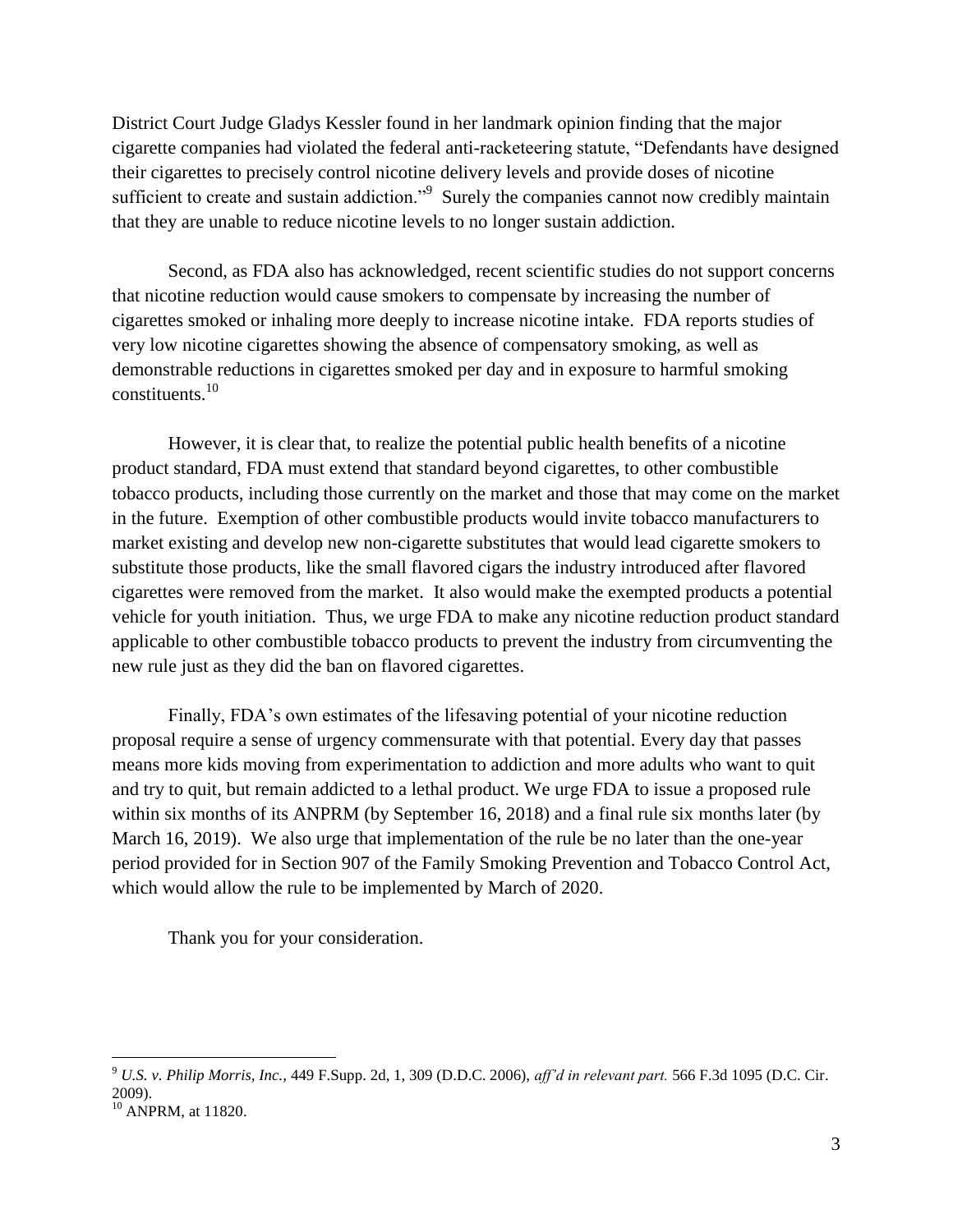District Court Judge Gladys Kessler found in her landmark opinion finding that the major cigarette companies had violated the federal anti-racketeering statute, "Defendants have designed their cigarettes to precisely control nicotine delivery levels and provide doses of nicotine sufficient to create and sustain addiction."[9] Surely the companies cannot now credibly maintain that they are unable to reduce nicotine levels to no longer sustain addiction.

Second, as FDA also has acknowledged, recent scientific studies do not support concerns that nicotine reduction would cause smokers to compensate by increasing the number of cigarettes smoked or inhaling more deeply to increase nicotine intake. FDA reports studies of very low nicotine cigarettes showing the absence of compensatory smoking, as well as demonstrable reductions in cigarettes smoked per day and in exposure to harmful smoking constituents.[10]

However, it is clear that, to realize the potential public health benefits of a nicotine product standard, FDA must extend that standard beyond cigarettes, to other combustible tobacco products, including those currently on the market and those that may come on the market in the future. Exemption of other combustible products would invite tobacco manufacturers to market existing and develop new non-cigarette substitutes that would lead cigarette smokers to substitute those products, like the small flavored cigars the industry introduced after flavored cigarettes were removed from the market. It also would make the exempted products a potential vehicle for youth initiation. Thus, we urge FDA to make any nicotine reduction product standard applicable to other combustible tobacco products to prevent the industry from circumventing the new rule just as they did the ban on flavored cigarettes.

Finally, FDA's own estimates of the lifesaving potential of your nicotine reduction proposal require a sense of urgency commensurate with that potential. Every day that passes means more kids moving from experimentation to addiction and more adults who want to quit and try to quit, but remain addicted to a lethal product. We urge FDA to issue a proposed rule within six months of its ANPRM (by September 16, 2018) and a final rule six months later (by March 16, 2019). We also urge that implementation of the rule be no later than the one-year period provided for in Section 907 of the Family Smoking Prevention and Tobacco Control Act, which would allow the rule to be implemented by March of 2020.

Thank you for your consideration.

---

[9] *U.S. v. Philip Morris, Inc.*, 449 F.Supp. 2d, 1, 309 (D.D.C. 2006), *aff'd in relevant part.* 566 F.3d 1095 (D.C. Cir. 2009).

[10] ANPRM, at 11820.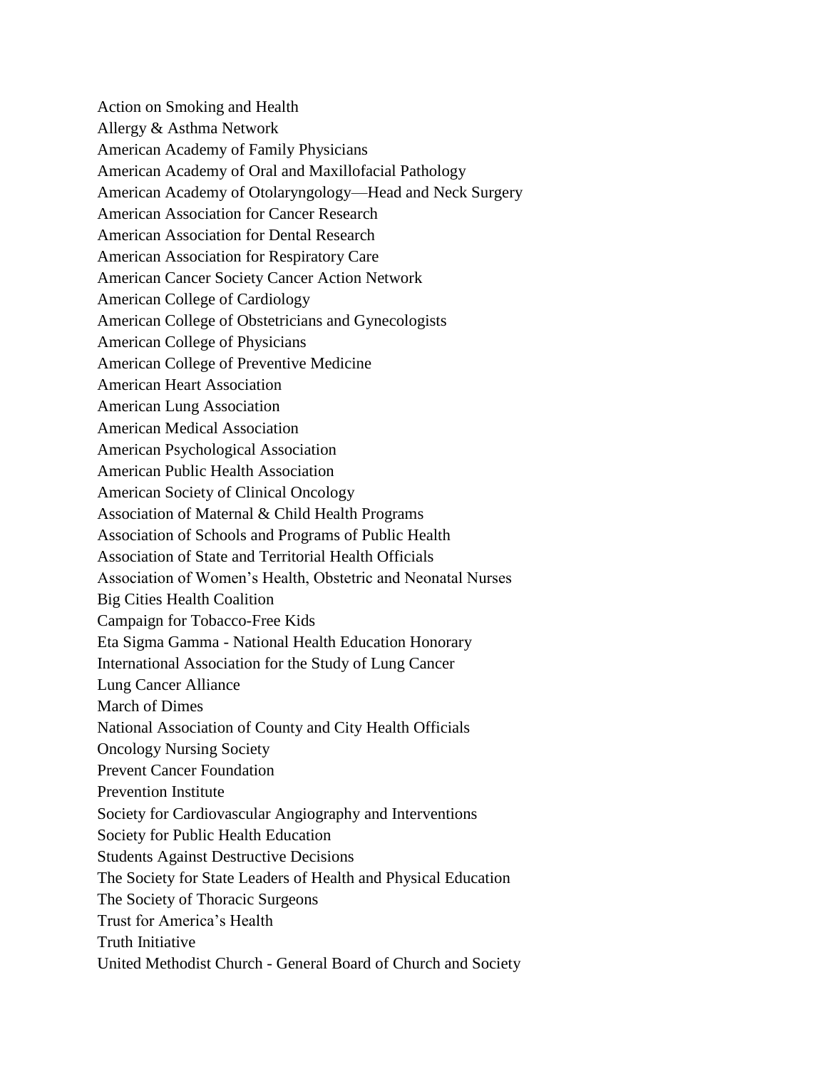Action on Smoking and Health
Allergy & Asthma Network
American Academy of Family Physicians
American Academy of Oral and Maxillofacial Pathology
American Academy of Otolaryngology—Head and Neck Surgery
American Association for Cancer Research
American Association for Dental Research
American Association for Respiratory Care
American Cancer Society Cancer Action Network
American College of Cardiology
American College of Obstetricians and Gynecologists
American College of Physicians
American College of Preventive Medicine
American Heart Association
American Lung Association
American Medical Association
American Psychological Association
American Public Health Association
American Society of Clinical Oncology
Association of Maternal & Child Health Programs
Association of Schools and Programs of Public Health
Association of State and Territorial Health Officials
Association of Women's Health, Obstetric and Neonatal Nurses
Big Cities Health Coalition
Campaign for Tobacco-Free Kids
Eta Sigma Gamma - National Health Education Honorary
International Association for the Study of Lung Cancer
Lung Cancer Alliance
March of Dimes
National Association of County and City Health Officials
Oncology Nursing Society
Prevent Cancer Foundation
Prevention Institute
Society for Cardiovascular Angiography and Interventions
Society for Public Health Education
Students Against Destructive Decisions
The Society for State Leaders of Health and Physical Education
The Society of Thoracic Surgeons
Trust for America's Health
Truth Initiative
United Methodist Church - General Board of Church and Society